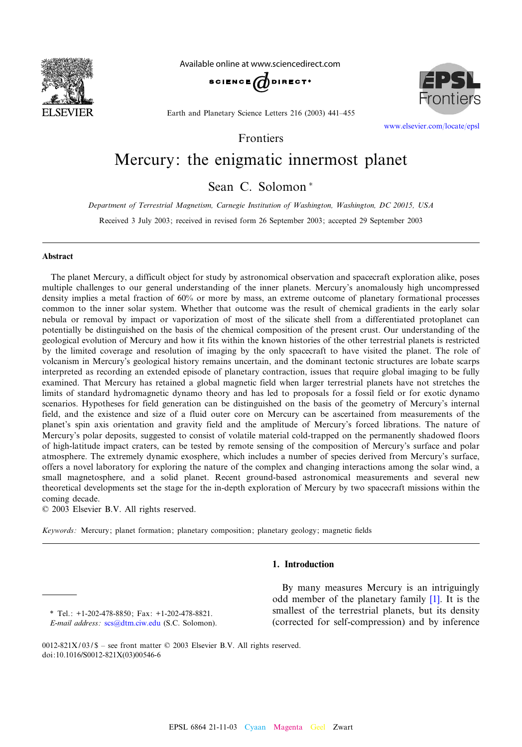Frontiers

# Mercury: the enigmatic innermost planet

Sean C. Solomon *

*Department of Terrestrial Magnetism, Carnegie Institution of Washington, Washington, DC 20015, USA*

Received 3 July 2003; received in revised form 26 September 2003; accepted 29 September 2003

## Abstract

The planet Mercury, a difficult object for study by astronomical observation and spacecraft exploration alike, poses multiple challenges to our general understanding of the inner planets. Mercury's anomalously high uncompressed density implies a metal fraction of 60% or more by mass, an extreme outcome of planetary formational processes common to the inner solar system. Whether that outcome was the result of chemical gradients in the early solar nebula or removal by impact or vaporization of most of the silicate shell from a differentiated protoplanet can potentially be distinguished on the basis of the chemical composition of the present crust. Our understanding of the geological evolution of Mercury and how it fits within the known histories of the other terrestrial planets is restricted by the limited coverage and resolution of imaging by the only spacecraft to have visited the planet. The role of volcanism in Mercury's geological history remains uncertain, and the dominant tectonic structures are lobate scarps interpreted as recording an extended episode of planetary contraction, issues that require global imaging to be fully examined. That Mercury has retained a global magnetic field when larger terrestrial planets have not stretches the limits of standard hydromagnetic dynamo theory and has led to proposals for a fossil field or for exotic dynamo scenarios. Hypotheses for field generation can be distinguished on the basis of the geometry of Mercury's internal field, and the existence and size of a fluid outer core on Mercury can be ascertained from measurements of the planet's spin axis orientation and gravity field and the amplitude of Mercury's forced librations. The nature of Mercury's polar deposits, suggested to consist of volatile material cold-trapped on the permanently shadowed floors of high-latitude impact craters, can be tested by remote sensing of the composition of Mercury's surface and polar atmosphere. The extremely dynamic exosphere, which includes a number of species derived from Mercury's surface, offers a novel laboratory for exploring the nature of the complex and changing interactions among the solar wind, a small magnetosphere, and a solid planet. Recent ground-based astronomical measurements and several new theoretical developments set the stage for the in-depth exploration of Mercury by two spacecraft missions within the coming decade.

© 2003 Elsevier B.V. All rights reserved.

*Keywords:* Mercury; planet formation; planetary composition; planetary geology; magnetic fields

## 1. Introduction

By many measures Mercury is an intriguingly odd member of the planetary family [1]. It is the smallest of the terrestrial planets, but its density (corrected for self-compression) and by inference

---

* Tel.: +1-202-478-8850; Fax: +1-202-478-8821.
*E-mail address:* scs@dtm.ciw.edu (S.C. Solomon).

0012-821X/03/$ – see front matter © 2003 Elsevier B.V. All rights reserved.
doi:10.1016/S0012-821X(03)00546-6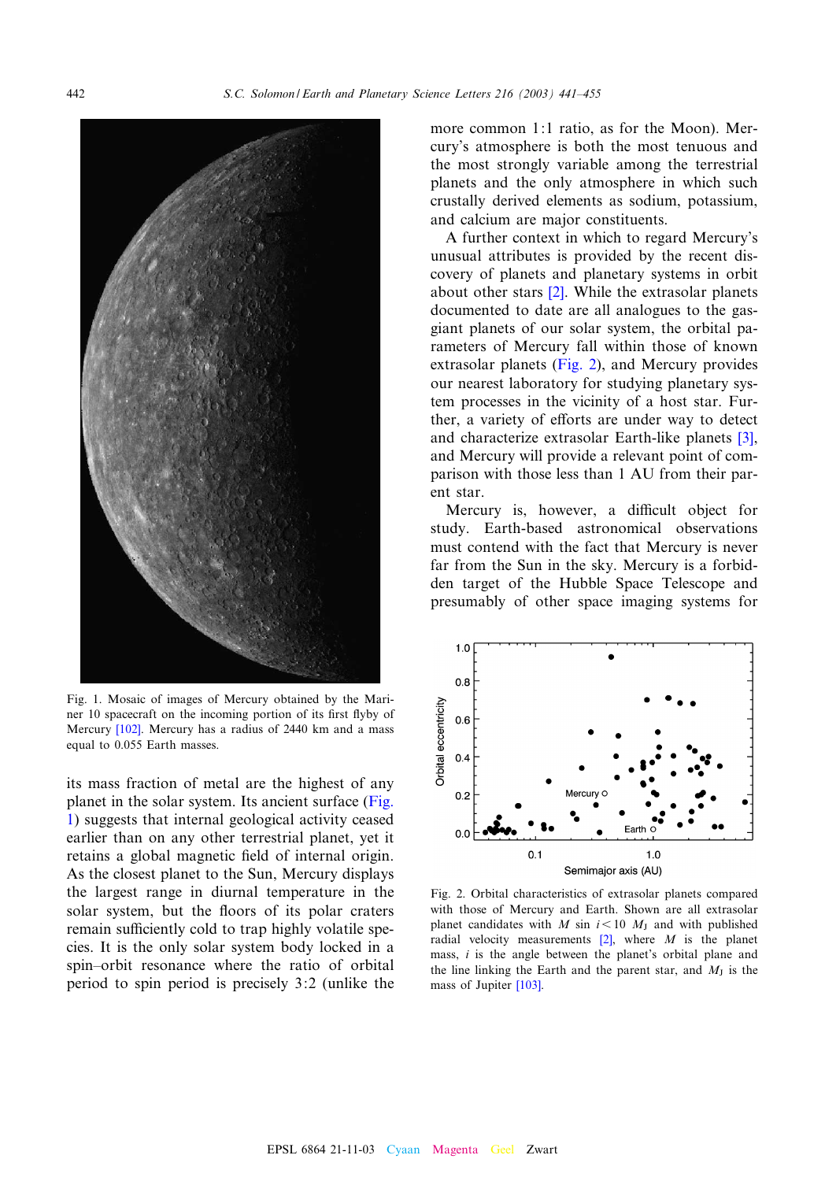Fig. 1. Mosaic of images of Mercury obtained by the Mariner 10 spacecraft on the incoming portion of its first flyby of Mercury [102]. Mercury has a radius of 2440 km and a mass equal to 0.055 Earth masses.

its mass fraction of metal are the highest of any planet in the solar system. Its ancient surface (Fig. 1) suggests that internal geological activity ceased earlier than on any other terrestrial planet, yet it retains a global magnetic field of internal origin. As the closest planet to the Sun, Mercury displays the largest range in diurnal temperature in the solar system, but the floors of its polar craters remain sufficiently cold to trap highly volatile species. It is the only solar system body locked in a spin–orbit resonance where the ratio of orbital period to spin period is precisely 3:2 (unlike the more common 1:1 ratio, as for the Moon). Mercury's atmosphere is both the most tenuous and the most strongly variable among the terrestrial planets and the only atmosphere in which such crustally derived elements as sodium, potassium, and calcium are major constituents.

A further context in which to regard Mercury's unusual attributes is provided by the recent discovery of planets and planetary systems in orbit about other stars [2]. While the extrasolar planets documented to date are all analogues to the gas-giant planets of our solar system, the orbital parameters of Mercury fall within those of known extrasolar planets (Fig. 2), and Mercury provides our nearest laboratory for studying planetary system processes in the vicinity of a host star. Further, a variety of efforts are under way to detect and characterize extrasolar Earth-like planets [3], and Mercury will provide a relevant point of comparison with those less than 1 AU from their parent star.

Mercury is, however, a difficult object for study. Earth-based astronomical observations must contend with the fact that Mercury is never far from the Sun in the sky. Mercury is a forbidden target of the Hubble Space Telescope and presumably of other space imaging systems for

Fig. 2. Orbital characteristics of extrasolar planets compared with those of Mercury and Earth. Shown are all extrasolar planet candidates with $M \sin i < 10\ M_J$ and with published radial velocity measurements [2], where $M$ is the planet mass, $i$ is the angle between the planet's orbital plane and the line linking the Earth and the parent star, and $M_J$ is the mass of Jupiter [103].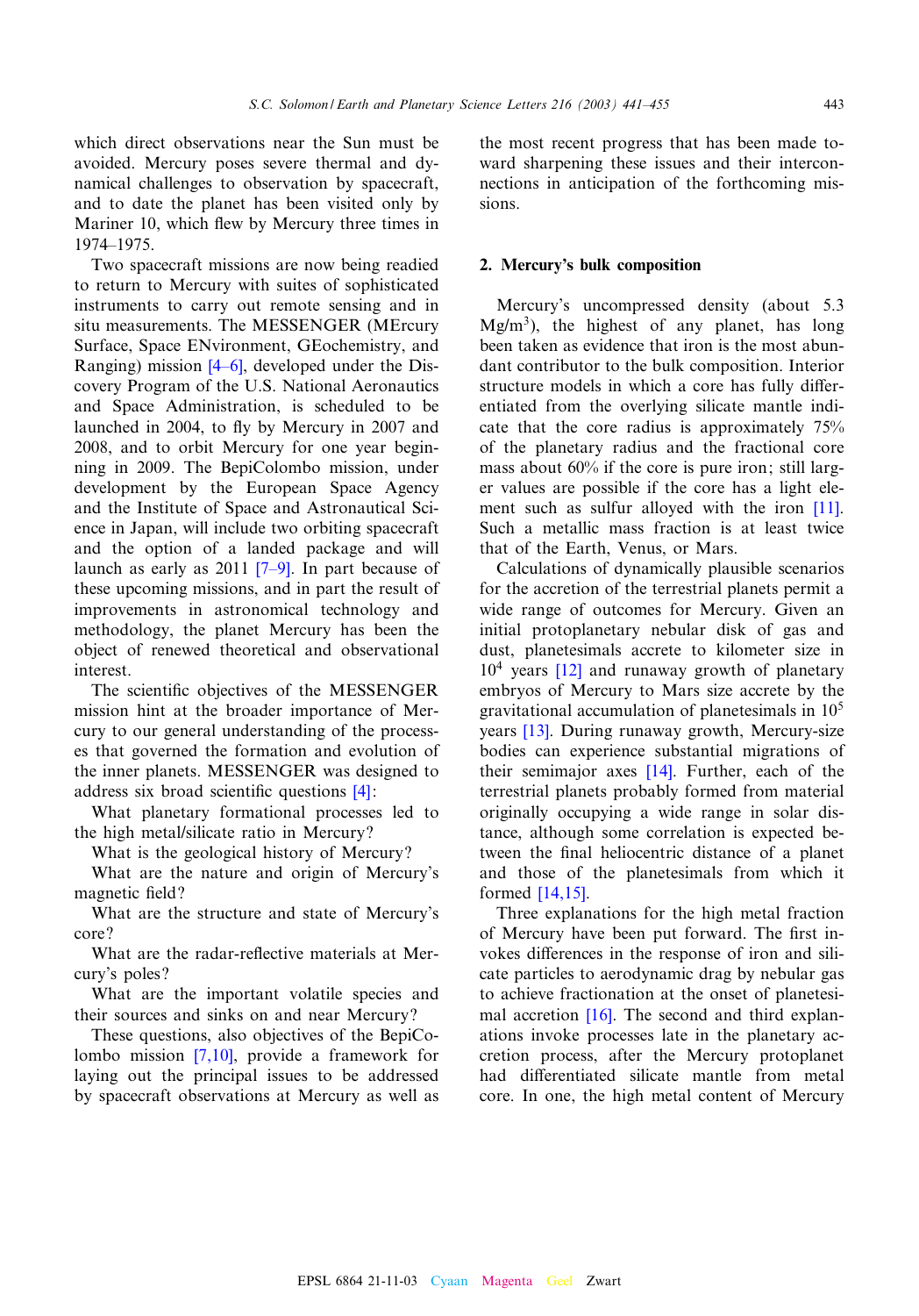which direct observations near the Sun must be avoided. Mercury poses severe thermal and dynamical challenges to observation by spacecraft, and to date the planet has been visited only by Mariner 10, which flew by Mercury three times in 1974–1975.

Two spacecraft missions are now being readied to return to Mercury with suites of sophisticated instruments to carry out remote sensing and in situ measurements. The MESSENGER (MErcury Surface, Space ENvironment, GEochemistry, and Ranging) mission [4–6], developed under the Discovery Program of the U.S. National Aeronautics and Space Administration, is scheduled to be launched in 2004, to fly by Mercury in 2007 and 2008, and to orbit Mercury for one year beginning in 2009. The BepiColombo mission, under development by the European Space Agency and the Institute of Space and Astronautical Science in Japan, will include two orbiting spacecraft and the option of a landed package and will launch as early as 2011 [7–9]. In part because of these upcoming missions, and in part the result of improvements in astronomical technology and methodology, the planet Mercury has been the object of renewed theoretical and observational interest.

The scientific objectives of the MESSENGER mission hint at the broader importance of Mercury to our general understanding of the processes that governed the formation and evolution of the inner planets. MESSENGER was designed to address six broad scientific questions [4]:

What planetary formational processes led to the high metal/silicate ratio in Mercury?

What is the geological history of Mercury?

What are the nature and origin of Mercury's magnetic field?

What are the structure and state of Mercury's core?

What are the radar-reflective materials at Mercury's poles?

What are the important volatile species and their sources and sinks on and near Mercury?

These questions, also objectives of the BepiColombo mission [7,10], provide a framework for laying out the principal issues to be addressed by spacecraft observations at Mercury as well as the most recent progress that has been made toward sharpening these issues and their interconnections in anticipation of the forthcoming missions.

## 2. Mercury's bulk composition

Mercury's uncompressed density (about 5.3 $Mg/m^3$), the highest of any planet, has long been taken as evidence that iron is the most abundant contributor to the bulk composition. Interior structure models in which a core has fully differentiated from the overlying silicate mantle indicate that the core radius is approximately 75% of the planetary radius and the fractional core mass about 60% if the core is pure iron; still larger values are possible if the core has a light element such as sulfur alloyed with the iron [11]. Such a metallic mass fraction is at least twice that of the Earth, Venus, or Mars.

Calculations of dynamically plausible scenarios for the accretion of the terrestrial planets permit a wide range of outcomes for Mercury. Given an initial protoplanetary nebular disk of gas and dust, planetesimals accrete to kilometer size in $10^4$ years [12] and runaway growth of planetary embryos of Mercury to Mars size accrete by the gravitational accumulation of planetesimals in $10^5$ years [13]. During runaway growth, Mercury-size bodies can experience substantial migrations of their semimajor axes [14]. Further, each of the terrestrial planets probably formed from material originally occupying a wide range in solar distance, although some correlation is expected between the final heliocentric distance of a planet and those of the planetesimals from which it formed [14,15].

Three explanations for the high metal fraction of Mercury have been put forward. The first invokes differences in the response of iron and silicate particles to aerodynamic drag by nebular gas to achieve fractionation at the onset of planetesimal accretion [16]. The second and third explanations invoke processes late in the planetary accretion process, after the Mercury protoplanet had differentiated silicate mantle from metal core. In one, the high metal content of Mercury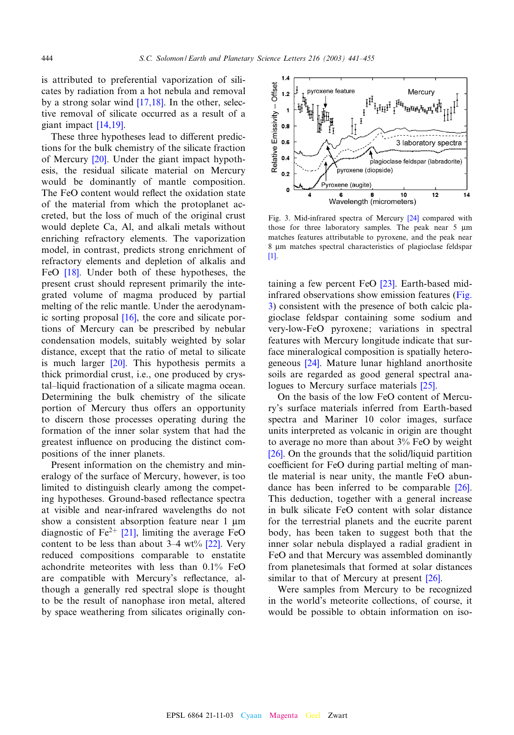is attributed to preferential vaporization of silicates by radiation from a hot nebula and removal by a strong solar wind [17,18]. In the other, selective removal of silicate occurred as a result of a giant impact [14,19].

These three hypotheses lead to different predictions for the bulk chemistry of the silicate fraction of Mercury [20]. Under the giant impact hypothesis, the residual silicate material on Mercury would be dominantly of mantle composition. The FeO content would reflect the oxidation state of the material from which the protoplanet accreted, but the loss of much of the original crust would deplete Ca, Al, and alkali metals without enriching refractory elements. The vaporization model, in contrast, predicts strong enrichment of refractory elements and depletion of alkalis and FeO [18]. Under both of these hypotheses, the present crust should represent primarily the integrated volume of magma produced by partial melting of the relic mantle. Under the aerodynamic sorting proposal [16], the core and silicate portions of Mercury can be prescribed by nebular condensation models, suitably weighted by solar distance, except that the ratio of metal to silicate is much larger [20]. This hypothesis permits a thick primordial crust, i.e., one produced by crystal–liquid fractionation of a silicate magma ocean. Determining the bulk chemistry of the silicate portion of Mercury thus offers an opportunity to discern those processes operating during the formation of the inner solar system that had the greatest influence on producing the distinct compositions of the inner planets.

Present information on the chemistry and mineralogy of the surface of Mercury, however, is too limited to distinguish clearly among the competing hypotheses. Ground-based reflectance spectra at visible and near-infrared wavelengths do not show a consistent absorption feature near 1 μm diagnostic of $Fe^{2+}$ [21], limiting the average FeO content to be less than about 3–4 wt% [22]. Very reduced compositions comparable to enstatite achondrite meteorites with less than 0.1% FeO are compatible with Mercury's reflectance, although a generally red spectral slope is thought to be the result of nanophase iron metal, altered by space weathering from silicates originally containing a few percent FeO [23]. Earth-based mid-infrared observations show emission features (Fig. 3) consistent with the presence of both calcic plagioclase feldspar containing some sodium and very-low-FeO pyroxene; variations in spectral features with Mercury longitude indicate that surface mineralogical composition is spatially heterogeneous [24]. Mature lunar highland anorthosite soils are regarded as good general spectral analogues to Mercury surface materials [25].

Fig. 3. Mid-infrared spectra of Mercury [24] compared with those for three laboratory samples. The peak near 5 μm matches features attributable to pyroxene, and the peak near 8 μm matches spectral characteristics of plagioclase feldspar [1].

On the basis of the low FeO content of Mercury's surface materials inferred from Earth-based spectra and Mariner 10 color images, surface units interpreted as volcanic in origin are thought to average no more than about 3% FeO by weight [26]. On the grounds that the solid/liquid partition coefficient for FeO during partial melting of mantle material is near unity, the mantle FeO abundance has been inferred to be comparable [26]. This deduction, together with a general increase in bulk silicate FeO content with solar distance for the terrestrial planets and the eucrite parent body, has been taken to suggest both that the inner solar nebula displayed a radial gradient in FeO and that Mercury was assembled dominantly from planetesimals that formed at solar distances similar to that of Mercury at present [26].

Were samples from Mercury to be recognized in the world's meteorite collections, of course, it would be possible to obtain information on iso-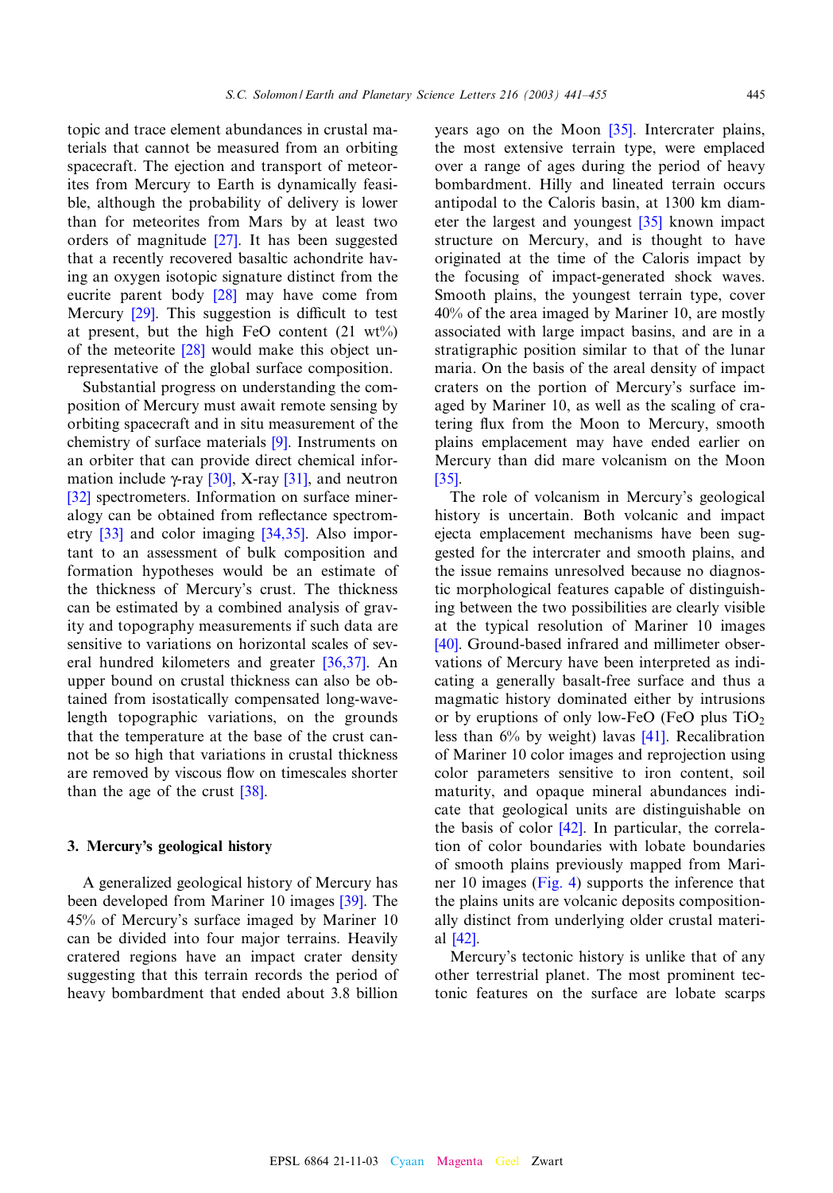topic and trace element abundances in crustal materials that cannot be measured from an orbiting spacecraft. The ejection and transport of meteorites from Mercury to Earth is dynamically feasible, although the probability of delivery is lower than for meteorites from Mars by at least two orders of magnitude [27]. It has been suggested that a recently recovered basaltic achondrite having an oxygen isotopic signature distinct from the eucrite parent body [28] may have come from Mercury [29]. This suggestion is difficult to test at present, but the high FeO content (21 wt%) of the meteorite [28] would make this object unrepresentative of the global surface composition.

Substantial progress on understanding the composition of Mercury must await remote sensing by orbiting spacecraft and in situ measurement of the chemistry of surface materials [9]. Instruments on an orbiter that can provide direct chemical information include γ-ray [30], X-ray [31], and neutron [32] spectrometers. Information on surface mineralogy can be obtained from reflectance spectrometry [33] and color imaging [34,35]. Also important to an assessment of bulk composition and formation hypotheses would be an estimate of the thickness of Mercury's crust. The thickness can be estimated by a combined analysis of gravity and topography measurements if such data are sensitive to variations on horizontal scales of several hundred kilometers and greater [36,37]. An upper bound on crustal thickness can also be obtained from isostatically compensated long-wavelength topographic variations, on the grounds that the temperature at the base of the crust cannot be so high that variations in crustal thickness are removed by viscous flow on timescales shorter than the age of the crust [38].

## 3. Mercury's geological history

A generalized geological history of Mercury has been developed from Mariner 10 images [39]. The 45% of Mercury's surface imaged by Mariner 10 can be divided into four major terrains. Heavily cratered regions have an impact crater density suggesting that this terrain records the period of heavy bombardment that ended about 3.8 billion years ago on the Moon [35]. Intercrater plains, the most extensive terrain type, were emplaced over a range of ages during the period of heavy bombardment. Hilly and lineated terrain occurs antipodal to the Caloris basin, at 1300 km diameter the largest and youngest [35] known impact structure on Mercury, and is thought to have originated at the time of the Caloris impact by the focusing of impact-generated shock waves. Smooth plains, the youngest terrain type, cover 40% of the area imaged by Mariner 10, are mostly associated with large impact basins, and are in a stratigraphic position similar to that of the lunar maria. On the basis of the areal density of impact craters on the portion of Mercury's surface imaged by Mariner 10, as well as the scaling of cratering flux from the Moon to Mercury, smooth plains emplacement may have ended earlier on Mercury than did mare volcanism on the Moon [35].

The role of volcanism in Mercury's geological history is uncertain. Both volcanic and impact ejecta emplacement mechanisms have been suggested for the intercrater and smooth plains, and the issue remains unresolved because no diagnostic morphological features capable of distinguishing between the two possibilities are clearly visible at the typical resolution of Mariner 10 images [40]. Ground-based infrared and millimeter observations of Mercury have been interpreted as indicating a generally basalt-free surface and thus a magmatic history dominated either by intrusions or by eruptions of only low-FeO (FeO plus $TiO_2$ less than 6% by weight) lavas [41]. Recalibration of Mariner 10 color images and reprojection using color parameters sensitive to iron content, soil maturity, and opaque mineral abundances indicate that geological units are distinguishable on the basis of color [42]. In particular, the correlation of color boundaries with lobate boundaries of smooth plains previously mapped from Mariner 10 images (Fig. 4) supports the inference that the plains units are volcanic deposits compositionally distinct from underlying older crustal material [42].

Mercury's tectonic history is unlike that of any other terrestrial planet. The most prominent tectonic features on the surface are lobate scarps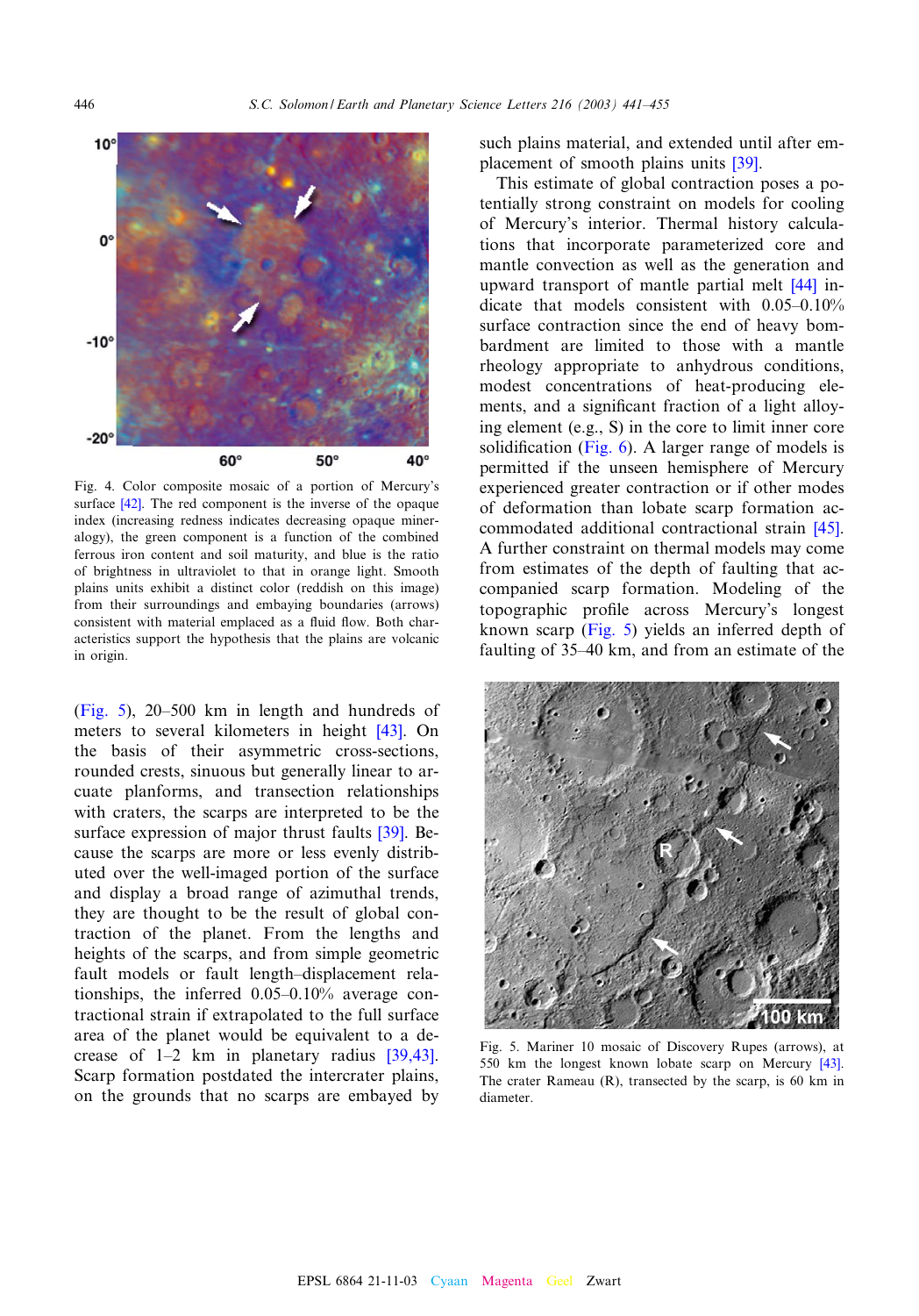Fig. 4. Color composite mosaic of a portion of Mercury's surface [42]. The red component is the inverse of the opaque index (increasing redness indicates decreasing opaque mineralogy), the green component is a function of the combined ferrous iron content and soil maturity, and blue is the ratio of brightness in ultraviolet to that in orange light. Smooth plains units exhibit a distinct color (reddish on this image) from their surroundings and embaying boundaries (arrows) consistent with material emplaced as a fluid flow. Both characteristics support the hypothesis that the plains are volcanic in origin.

(Fig. 5), 20–500 km in length and hundreds of meters to several kilometers in height [43]. On the basis of their asymmetric cross-sections, rounded crests, sinuous but generally linear to arcuate planforms, and transection relationships with craters, the scarps are interpreted to be the surface expression of major thrust faults [39]. Because the scarps are more or less evenly distributed over the well-imaged portion of the surface and display a broad range of azimuthal trends, they are thought to be the result of global contraction of the planet. From the lengths and heights of the scarps, and from simple geometric fault models or fault length–displacement relationships, the inferred 0.05–0.10% average contractional strain if extrapolated to the full surface area of the planet would be equivalent to a decrease of 1–2 km in planetary radius [39,43]. Scarp formation postdated the intercrater plains, on the grounds that no scarps are embayed by such plains material, and extended until after emplacement of smooth plains units [39].

This estimate of global contraction poses a potentially strong constraint on models for cooling of Mercury's interior. Thermal history calculations that incorporate parameterized core and mantle convection as well as the generation and upward transport of mantle partial melt [44] indicate that models consistent with 0.05–0.10% surface contraction since the end of heavy bombardment are limited to those with a mantle rheology appropriate to anhydrous conditions, modest concentrations of heat-producing elements, and a significant fraction of a light alloying element (e.g., S) in the core to limit inner core solidification (Fig. 6). A larger range of models is permitted if the unseen hemisphere of Mercury experienced greater contraction or if other modes of deformation than lobate scarp formation accommodated additional contractional strain [45]. A further constraint on thermal models may come from estimates of the depth of faulting that accompanied scarp formation. Modeling of the topographic profile across Mercury's longest known scarp (Fig. 5) yields an inferred depth of faulting of 35–40 km, and from an estimate of the

Fig. 5. Mariner 10 mosaic of Discovery Rupes (arrows), at 550 km the longest known lobate scarp on Mercury [43]. The crater Rameau (R), transected by the scarp, is 60 km in diameter.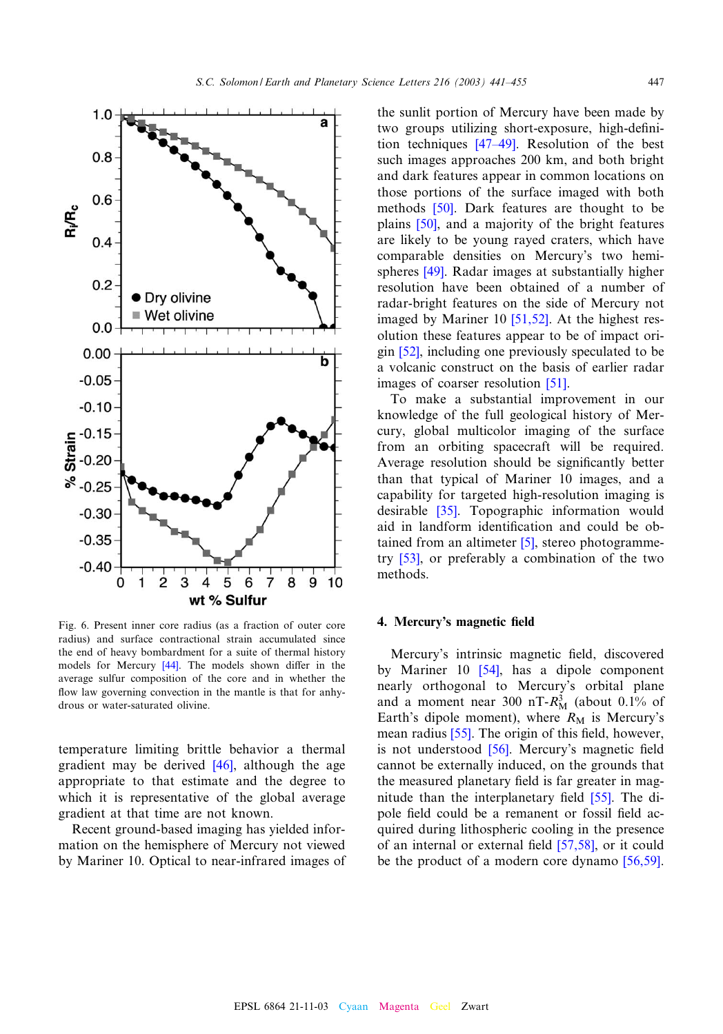Fig. 6. Present inner core radius (as a fraction of outer core radius) and surface contractional strain accumulated since the end of heavy bombardment for a suite of thermal history models for Mercury [44]. The models shown differ in the average sulfur composition of the core and in whether the flow law governing convection in the mantle is that for anhydrous or water-saturated olivine.

temperature limiting brittle behavior a thermal gradient may be derived [46], although the age appropriate to that estimate and the degree to which it is representative of the global average gradient at that time are not known.

Recent ground-based imaging has yielded information on the hemisphere of Mercury not viewed by Mariner 10. Optical to near-infrared images of the sunlit portion of Mercury have been made by two groups utilizing short-exposure, high-definition techniques [47–49]. Resolution of the best such images approaches 200 km, and both bright and dark features appear in common locations on those portions of the surface imaged with both methods [50]. Dark features are thought to be plains [50], and a majority of the bright features are likely to be young rayed craters, which have comparable densities on Mercury's two hemispheres [49]. Radar images at substantially higher resolution have been obtained of a number of radar-bright features on the side of Mercury not imaged by Mariner 10 [51,52]. At the highest resolution these features appear to be of impact origin [52], including one previously speculated to be a volcanic construct on the basis of earlier radar images of coarser resolution [51].

To make a substantial improvement in our knowledge of the full geological history of Mercury, global multicolor imaging of the surface from an orbiting spacecraft will be required. Average resolution should be significantly better than that typical of Mariner 10 images, and a capability for targeted high-resolution imaging is desirable [35]. Topographic information would aid in landform identification and could be obtained from an altimeter [5], stereo photogrammetry [53], or preferably a combination of the two methods.

## 4. Mercury's magnetic field

Mercury's intrinsic magnetic field, discovered by Mariner 10 [54], has a dipole component nearly orthogonal to Mercury's orbital plane and a moment near 300 nT-$R_M^3$ (about 0.1% of Earth's dipole moment), where $R_M$ is Mercury's mean radius [55]. The origin of this field, however, is not understood [56]. Mercury's magnetic field cannot be externally induced, on the grounds that the measured planetary field is far greater in magnitude than the interplanetary field [55]. The dipole field could be a remanent or fossil field acquired during lithospheric cooling in the presence of an internal or external field [57,58], or it could be the product of a modern core dynamo [56,59].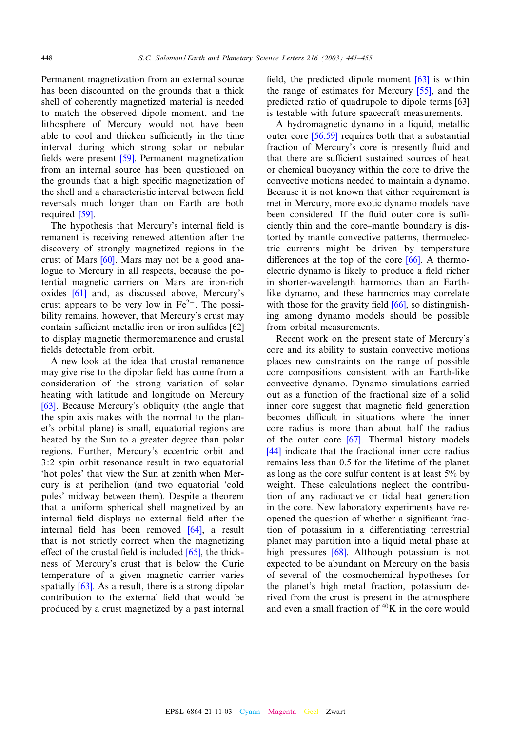Permanent magnetization from an external source has been discounted on the grounds that a thick shell of coherently magnetized material is needed to match the observed dipole moment, and the lithosphere of Mercury would not been able to cool and thicken sufficiently in the time interval during which strong solar or nebular fields were present [59]. Permanent magnetization from an internal source has been questioned on the grounds that a high specific magnetization of the shell and a characteristic interval between field reversals much longer than on Earth are both required [59].

The hypothesis that Mercury's internal field is remanent is receiving renewed attention after the discovery of strongly magnetized regions in the crust of Mars [60]. Mars may not be a good analogue to Mercury in all respects, because the potential magnetic carriers on Mars are iron-rich oxides [61] and, as discussed above, Mercury's crust appears to be very low in $Fe^{2+}$. The possibility remains, however, that Mercury's crust may contain sufficient metallic iron or iron sulfides [62] to display magnetic thermoremanence and crustal fields detectable from orbit.

A new look at the idea that crustal remanence may give rise to the dipolar field has come from a consideration of the strong variation of solar heating with latitude and longitude on Mercury [63]. Because Mercury's obliquity (the angle that the spin axis makes with the normal to the planet's orbital plane) is small, equatorial regions are heated by the Sun to a greater degree than polar regions. Further, Mercury's eccentric orbit and 3:2 spin–orbit resonance result in two equatorial 'hot poles' that view the Sun at zenith when Mercury is at perihelion (and two equatorial 'cold poles' midway between them). Despite a theorem that a uniform spherical shell magnetized by an internal field displays no external field after the internal field has been removed [64], a result that is not strictly correct when the magnetizing effect of the crustal field is included [65], the thickness of Mercury's crust that is below the Curie temperature of a given magnetic carrier varies spatially [63]. As a result, there is a strong dipolar contribution to the external field that would be produced by a crust magnetized by a past internal field, the predicted dipole moment [63] is within the range of estimates for Mercury [55], and the predicted ratio of quadrupole to dipole terms [63] is testable with future spacecraft measurements.

A hydromagnetic dynamo in a liquid, metallic outer core [56,59] requires both that a substantial fraction of Mercury's core is presently fluid and that there are sufficient sustained sources of heat or chemical buoyancy within the core to drive the convective motions needed to maintain a dynamo. Because it is not known that either requirement is met in Mercury, more exotic dynamo models have been considered. If the fluid outer core is sufficiently thin and the core–mantle boundary is distorted by mantle convective patterns, thermoelectric currents might be driven by temperature differences at the top of the core [66]. A thermoelectric dynamo is likely to produce a field richer in shorter-wavelength harmonics than an Earth-like dynamo, and these harmonics may correlate with those for the gravity field [66], so distinguishing among dynamo models should be possible from orbital measurements.

Recent work on the present state of Mercury's core and its ability to sustain convective motions places new constraints on the range of possible core compositions consistent with an Earth-like convective dynamo. Dynamo simulations carried out as a function of the fractional size of a solid inner core suggest that magnetic field generation becomes difficult in situations where the inner core radius is more than about half the radius of the outer core [67]. Thermal history models [44] indicate that the fractional inner core radius remains less than 0.5 for the lifetime of the planet as long as the core sulfur content is at least 5% by weight. These calculations neglect the contribution of any radioactive or tidal heat generation in the core. New laboratory experiments have reopened the question of whether a significant fraction of potassium in a differentiating terrestrial planet may partition into a liquid metal phase at high pressures [68]. Although potassium is not expected to be abundant on Mercury on the basis of several of the cosmochemical hypotheses for the planet's high metal fraction, potassium derived from the crust is present in the atmosphere and even a small fraction of $^{40}K$ in the core would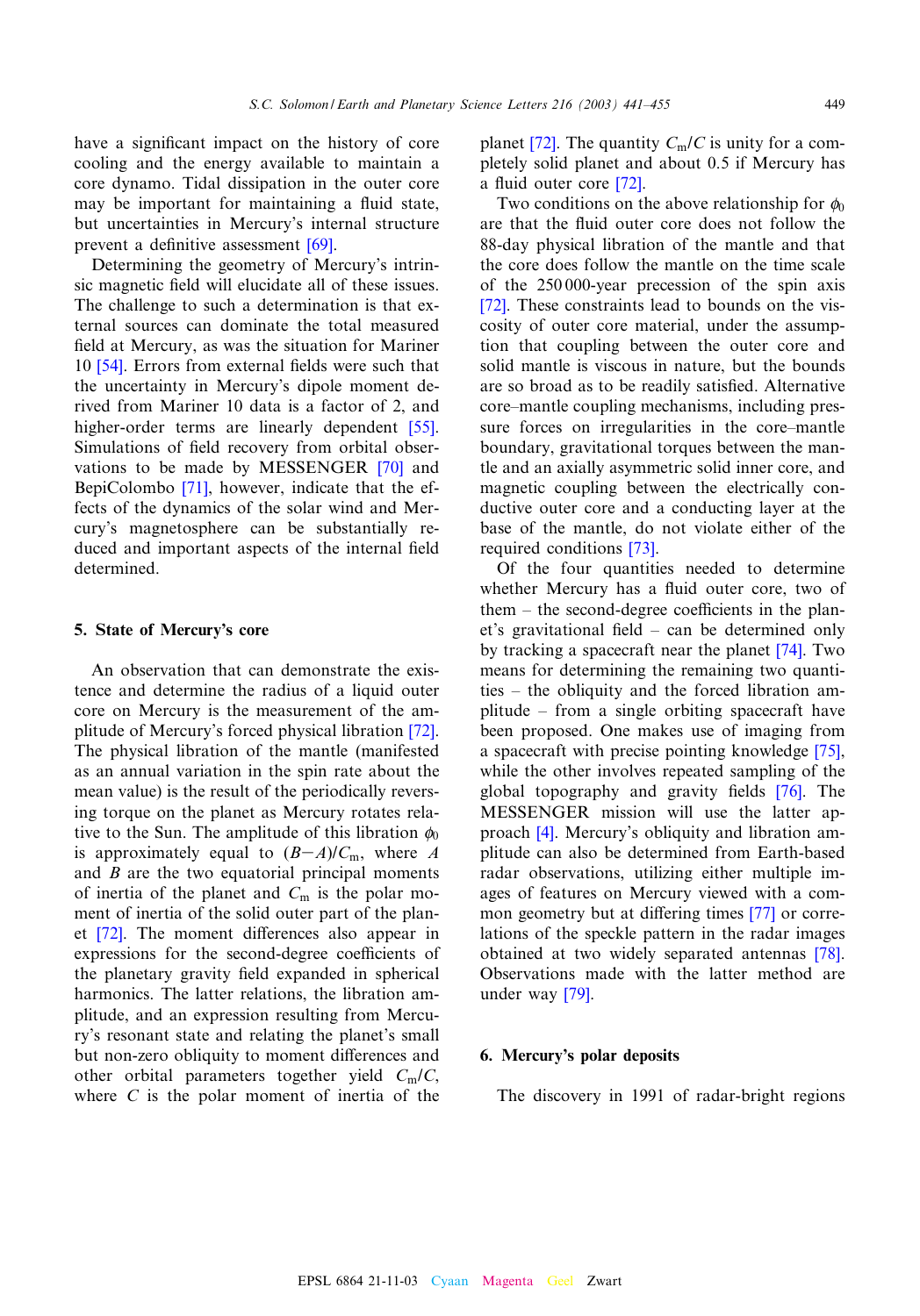have a significant impact on the history of core cooling and the energy available to maintain a core dynamo. Tidal dissipation in the outer core may be important for maintaining a fluid state, but uncertainties in Mercury's internal structure prevent a definitive assessment [69].

Determining the geometry of Mercury's intrinsic magnetic field will elucidate all of these issues. The challenge to such a determination is that external sources can dominate the total measured field at Mercury, as was the situation for Mariner 10 [54]. Errors from external fields were such that the uncertainty in Mercury's dipole moment derived from Mariner 10 data is a factor of 2, and higher-order terms are linearly dependent [55]. Simulations of field recovery from orbital observations to be made by MESSENGER [70] and BepiColombo [71], however, indicate that the effects of the dynamics of the solar wind and Mercury's magnetosphere can be substantially reduced and important aspects of the internal field determined.

## 5. State of Mercury's core

An observation that can demonstrate the existence and determine the radius of a liquid outer core on Mercury is the measurement of the amplitude of Mercury's forced physical libration [72]. The physical libration of the mantle (manifested as an annual variation in the spin rate about the mean value) is the result of the periodically reversing torque on the planet as Mercury rotates relative to the Sun. The amplitude of this libration $\phi_0$ is approximately equal to $(B-A)/C_m$, where $A$ and $B$ are the two equatorial principal moments of inertia of the planet and $C_m$ is the polar moment of inertia of the solid outer part of the planet [72]. The moment differences also appear in expressions for the second-degree coefficients of the planetary gravity field expanded in spherical harmonics. The latter relations, the libration amplitude, and an expression resulting from Mercury's resonant state and relating the planet's small but non-zero obliquity to moment differences and other orbital parameters together yield $C_m/C$, where $C$ is the polar moment of inertia of the planet [72]. The quantity $C_m/C$ is unity for a completely solid planet and about 0.5 if Mercury has a fluid outer core [72].

Two conditions on the above relationship for $\phi_0$ are that the fluid outer core does not follow the 88-day physical libration of the mantle and that the core does follow the mantle on the time scale of the 250 000-year precession of the spin axis [72]. These constraints lead to bounds on the viscosity of outer core material, under the assumption that coupling between the outer core and solid mantle is viscous in nature, but the bounds are so broad as to be readily satisfied. Alternative core–mantle coupling mechanisms, including pressure forces on irregularities in the core–mantle boundary, gravitational torques between the mantle and an axially asymmetric solid inner core, and magnetic coupling between the electrically conductive outer core and a conducting layer at the base of the mantle, do not violate either of the required conditions [73].

Of the four quantities needed to determine whether Mercury has a fluid outer core, two of them – the second-degree coefficients in the planet's gravitational field – can be determined only by tracking a spacecraft near the planet [74]. Two means for determining the remaining two quantities – the obliquity and the forced libration amplitude – from a single orbiting spacecraft have been proposed. One makes use of imaging from a spacecraft with precise pointing knowledge [75], while the other involves repeated sampling of the global topography and gravity fields [76]. The MESSENGER mission will use the latter approach [4]. Mercury's obliquity and libration amplitude can also be determined from Earth-based radar observations, utilizing either multiple images of features on Mercury viewed with a common geometry but at differing times [77] or correlations of the speckle pattern in the radar images obtained at two widely separated antennas [78]. Observations made with the latter method are under way [79].

## 6. Mercury's polar deposits

The discovery in 1991 of radar-bright regions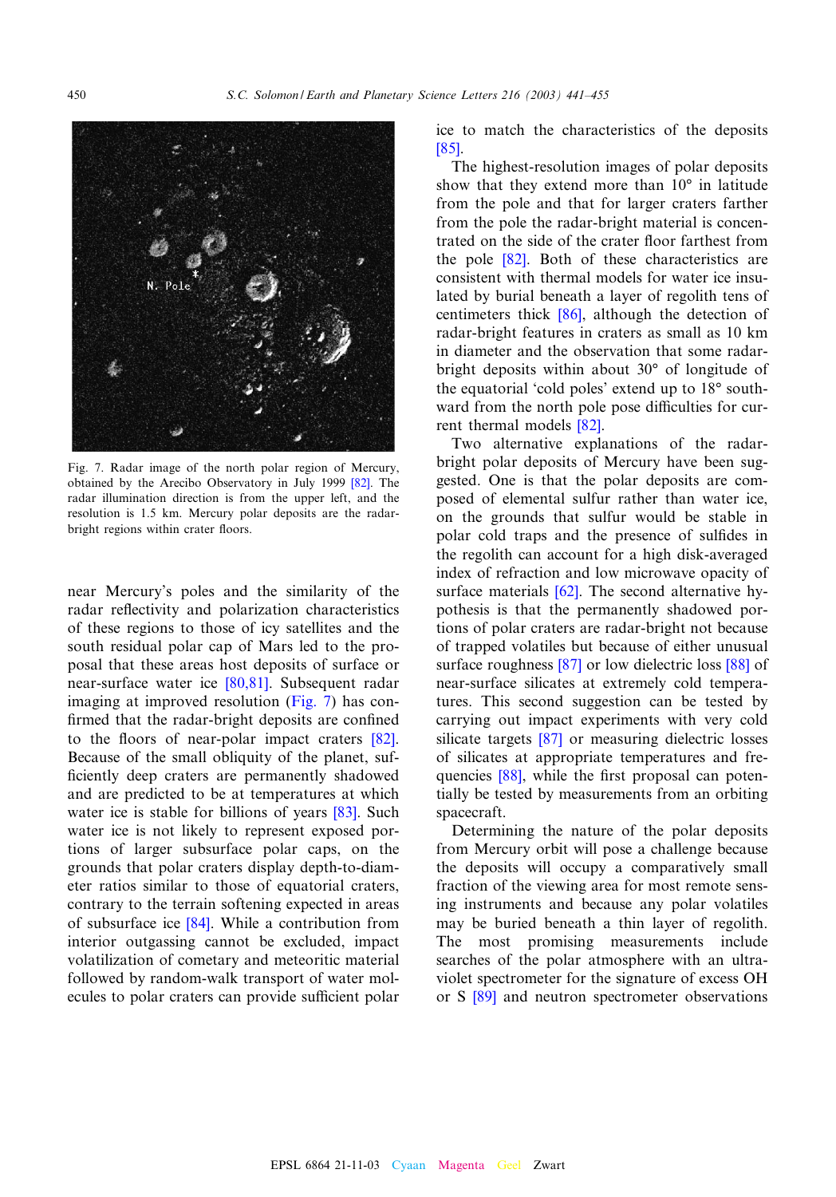Fig. 7. Radar image of the north polar region of Mercury, obtained by the Arecibo Observatory in July 1999 [82]. The radar illumination direction is from the upper left, and the resolution is 1.5 km. Mercury polar deposits are the radar-bright regions within crater floors.

near Mercury's poles and the similarity of the radar reflectivity and polarization characteristics of these regions to those of icy satellites and the south residual polar cap of Mars led to the proposal that these areas host deposits of surface or near-surface water ice [80,81]. Subsequent radar imaging at improved resolution (Fig. 7) has confirmed that the radar-bright deposits are confined to the floors of near-polar impact craters [82]. Because of the small obliquity of the planet, sufficiently deep craters are permanently shadowed and are predicted to be at temperatures at which water ice is stable for billions of years [83]. Such water ice is not likely to represent exposed portions of larger subsurface polar caps, on the grounds that polar craters display depth-to-diameter ratios similar to those of equatorial craters, contrary to the terrain softening expected in areas of subsurface ice [84]. While a contribution from interior outgassing cannot be excluded, impact volatilization of cometary and meteoritic material followed by random-walk transport of water molecules to polar craters can provide sufficient polar ice to match the characteristics of the deposits [85].

The highest-resolution images of polar deposits show that they extend more than 10° in latitude from the pole and that for larger craters farther from the pole the radar-bright material is concentrated on the side of the crater floor farthest from the pole [82]. Both of these characteristics are consistent with thermal models for water ice insulated by burial beneath a layer of regolith tens of centimeters thick [86], although the detection of radar-bright features in craters as small as 10 km in diameter and the observation that some radar-bright deposits within about 30° of longitude of the equatorial 'cold poles' extend up to 18° southward from the north pole pose difficulties for current thermal models [82].

Two alternative explanations of the radar-bright polar deposits of Mercury have been suggested. One is that the polar deposits are composed of elemental sulfur rather than water ice, on the grounds that sulfur would be stable in polar cold traps and the presence of sulfides in the regolith can account for a high disk-averaged index of refraction and low microwave opacity of surface materials [62]. The second alternative hypothesis is that the permanently shadowed portions of polar craters are radar-bright not because of trapped volatiles but because of either unusual surface roughness [87] or low dielectric loss [88] of near-surface silicates at extremely cold temperatures. This second suggestion can be tested by carrying out impact experiments with very cold silicate targets [87] or measuring dielectric losses of silicates at appropriate temperatures and frequencies [88], while the first proposal can potentially be tested by measurements from an orbiting spacecraft.

Determining the nature of the polar deposits from Mercury orbit will pose a challenge because the deposits will occupy a comparatively small fraction of the viewing area for most remote sensing instruments and because any polar volatiles may be buried beneath a thin layer of regolith. The most promising measurements include searches of the polar atmosphere with an ultraviolet spectrometer for the signature of excess OH or S [89] and neutron spectrometer observations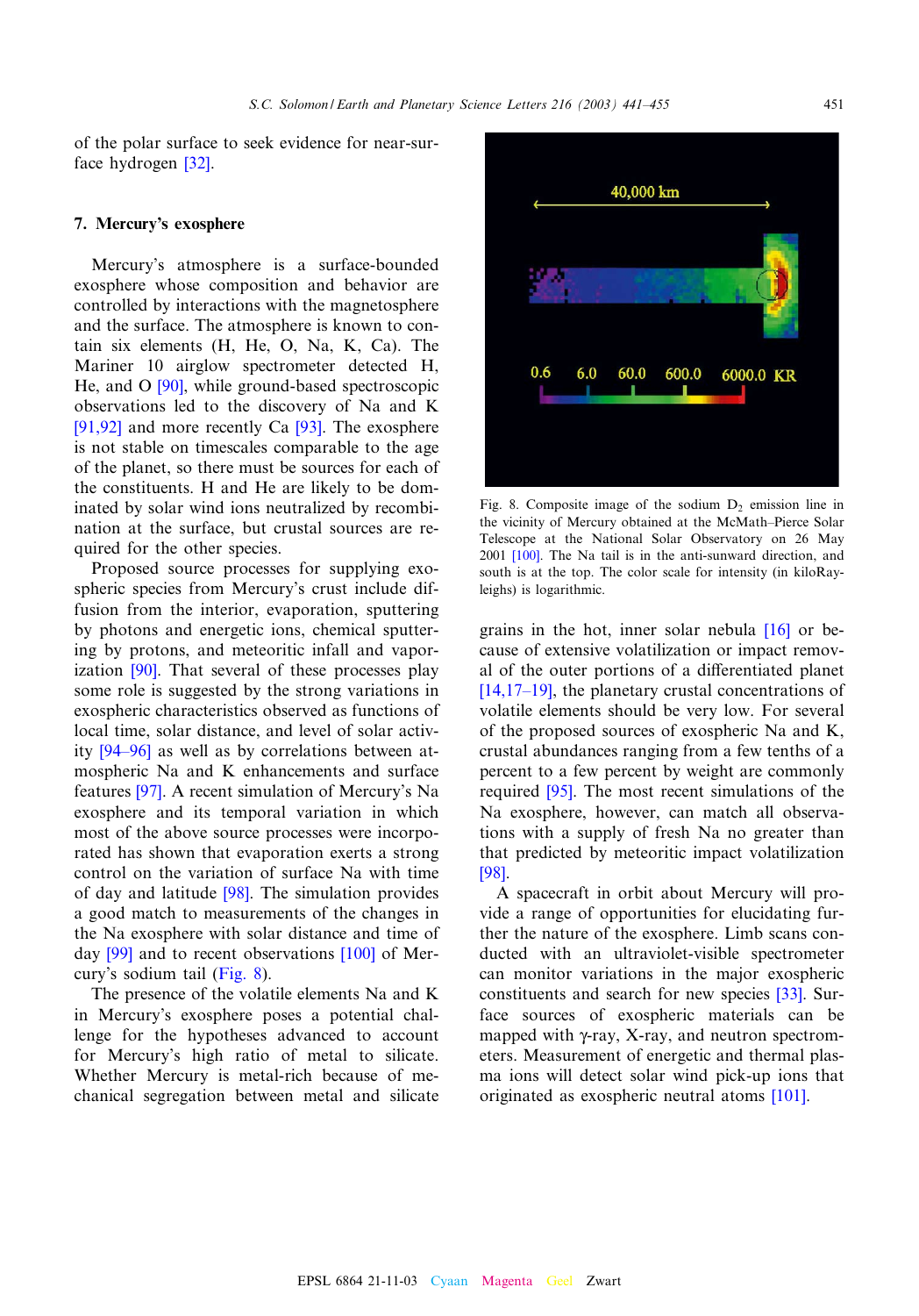of the polar surface to seek evidence for near-surface hydrogen [32].

## 7. Mercury's exosphere

Mercury's atmosphere is a surface-bounded exosphere whose composition and behavior are controlled by interactions with the magnetosphere and the surface. The atmosphere is known to contain six elements (H, He, O, Na, K, Ca). The Mariner 10 airglow spectrometer detected H, He, and O [90], while ground-based spectroscopic observations led to the discovery of Na and K [91,92] and more recently Ca [93]. The exosphere is not stable on timescales comparable to the age of the planet, so there must be sources for each of the constituents. H and He are likely to be dominated by solar wind ions neutralized by recombination at the surface, but crustal sources are required for the other species.

Proposed source processes for supplying exospheric species from Mercury's crust include diffusion from the interior, evaporation, sputtering by photons and energetic ions, chemical sputtering by protons, and meteoritic infall and vaporization [90]. That several of these processes play some role is suggested by the strong variations in exospheric characteristics observed as functions of local time, solar distance, and level of solar activity [94–96] as well as by correlations between atmospheric Na and K enhancements and surface features [97]. A recent simulation of Mercury's Na exosphere and its temporal variation in which most of the above source processes were incorporated has shown that evaporation exerts a strong control on the variation of surface Na with time of day and latitude [98]. The simulation provides a good match to measurements of the changes in the Na exosphere with solar distance and time of day [99] and to recent observations [100] of Mercury's sodium tail (Fig. 8).

Fig. 8. Composite image of the sodium $D_2$ emission line in the vicinity of Mercury obtained at the McMath–Pierce Solar Telescope at the National Solar Observatory on 26 May 2001 [100]. The Na tail is in the anti-sunward direction, and south is at the top. The color scale for intensity (in kiloRayleighs) is logarithmic.

The presence of the volatile elements Na and K in Mercury's exosphere poses a potential challenge for the hypotheses advanced to account for Mercury's high ratio of metal to silicate. Whether Mercury is metal-rich because of mechanical segregation between metal and silicate grains in the hot, inner solar nebula [16] or because of extensive volatilization or impact removal of the outer portions of a differentiated planet [14,17–19], the planetary crustal concentrations of volatile elements should be very low. For several of the proposed sources of exospheric Na and K, crustal abundances ranging from a few tenths of a percent to a few percent by weight are commonly required [95]. The most recent simulations of the Na exosphere, however, can match all observations with a supply of fresh Na no greater than that predicted by meteoritic impact volatilization [98].

A spacecraft in orbit about Mercury will provide a range of opportunities for elucidating further the nature of the exosphere. Limb scans conducted with an ultraviolet-visible spectrometer can monitor variations in the major exospheric constituents and search for new species [33]. Surface sources of exospheric materials can be mapped with γ-ray, X-ray, and neutron spectrometers. Measurement of energetic and thermal plasma ions will detect solar wind pick-up ions that originated as exospheric neutral atoms [101].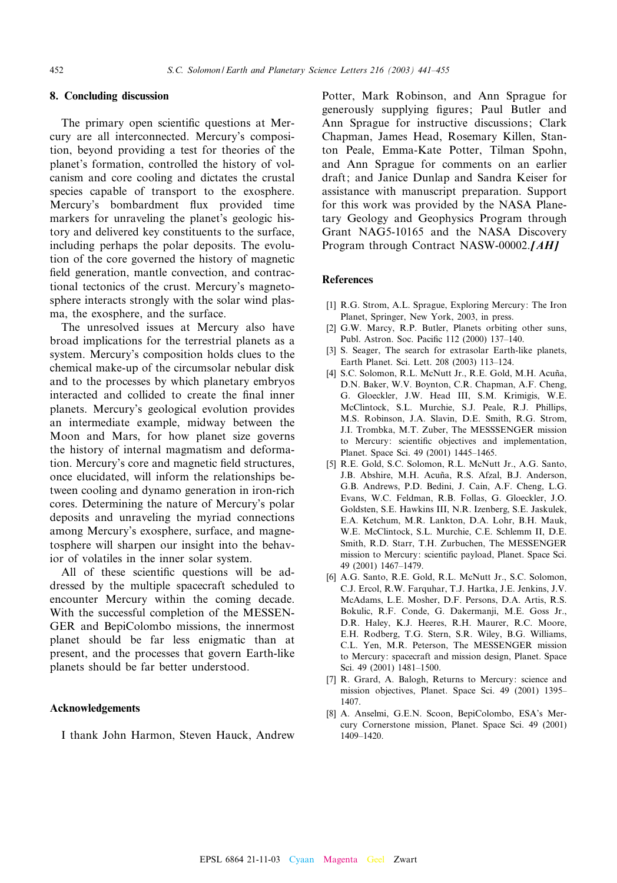## 8. Concluding discussion

The primary open scientific questions at Mercury are all interconnected. Mercury's composition, beyond providing a test for theories of the planet's formation, controlled the history of volcanism and core cooling and dictates the crustal species capable of transport to the exosphere. Mercury's bombardment flux provided time markers for unraveling the planet's geologic history and delivered key constituents to the surface, including perhaps the polar deposits. The evolution of the core governed the history of magnetic field generation, mantle convection, and contractional tectonics of the crust. Mercury's magnetosphere interacts strongly with the solar wind plasma, the exosphere, and the surface.

The unresolved issues at Mercury also have broad implications for the terrestrial planets as a system. Mercury's composition holds clues to the chemical make-up of the circumsolar nebular disk and to the processes by which planetary embryos interacted and collided to create the final inner planets. Mercury's geological evolution provides an intermediate example, midway between the Moon and Mars, for how planet size governs the history of internal magmatism and deformation. Mercury's core and magnetic field structures, once elucidated, will inform the relationships between cooling and dynamo generation in iron-rich cores. Determining the nature of Mercury's polar deposits and unraveling the myriad connections among Mercury's exosphere, surface, and magnetosphere will sharpen our insight into the behavior of volatiles in the inner solar system.

All of these scientific questions will be addressed by the multiple spacecraft scheduled to encounter Mercury within the coming decade. With the successful completion of the MESSENGER and BepiColombo missions, the innermost planet should be far less enigmatic than at present, and the processes that govern Earth-like planets should be far better understood.

## Acknowledgements

I thank John Harmon, Steven Hauck, Andrew Potter, Mark Robinson, and Ann Sprague for generously supplying figures; Paul Butler and Ann Sprague for instructive discussions; Clark Chapman, James Head, Rosemary Killen, Stanton Peale, Emma-Kate Potter, Tilman Spohn, and Ann Sprague for comments on an earlier draft; and Janice Dunlap and Sandra Keiser for assistance with manuscript preparation. Support for this work was provided by the NASA Planetary Geology and Geophysics Program through Grant NAG5-10165 and the NASA Discovery Program through Contract NASW-00002.*[AH]*

## References

[1] R.G. Strom, A.L. Sprague, Exploring Mercury: The Iron Planet, Springer, New York, 2003, in press.

[2] G.W. Marcy, R.P. Butler, Planets orbiting other suns, Publ. Astron. Soc. Pacific 112 (2000) 137–140.

[3] S. Seager, The search for extrasolar Earth-like planets, Earth Planet. Sci. Lett. 208 (2003) 113–124.

[4] S.C. Solomon, R.L. McNutt Jr., R.E. Gold, M.H. Acuña, D.N. Baker, W.V. Boynton, C.R. Chapman, A.F. Cheng, G. Gloeckler, J.W. Head III, S.M. Krimigis, W.E. McClintock, S.L. Murchie, S.J. Peale, R.J. Phillips, M.S. Robinson, J.A. Slavin, D.E. Smith, R.G. Strom, J.I. Trombka, M.T. Zuber, The MESSSENGER mission to Mercury: scientific objectives and implementation, Planet. Space Sci. 49 (2001) 1445–1465.

[5] R.E. Gold, S.C. Solomon, R.L. McNutt Jr., A.G. Santo, J.B. Abshire, M.H. Acuña, R.S. Afzal, B.J. Anderson, G.B. Andrews, P.D. Bedini, J. Cain, A.F. Cheng, L.G. Evans, W.C. Feldman, R.B. Follas, G. Gloeckler, J.O. Goldsten, S.E. Hawkins III, N.R. Izenberg, S.E. Jaskulek, E.A. Ketchum, M.R. Lankton, D.A. Lohr, B.H. Mauk, W.E. McClintock, S.L. Murchie, C.E. Schlemm II, D.E. Smith, R.D. Starr, T.H. Zurbuchen, The MESSENGER mission to Mercury: scientific payload, Planet. Space Sci. 49 (2001) 1467–1479.

[6] A.G. Santo, R.E. Gold, R.L. McNutt Jr., S.C. Solomon, C.J. Ercol, R.W. Farquhar, T.J. Hartka, J.E. Jenkins, J.V. McAdams, L.E. Mosher, D.F. Persons, D.A. Artis, R.S. Bokulic, R.F. Conde, G. Dakermanji, M.E. Goss Jr., D.R. Haley, K.J. Heeres, R.H. Maurer, R.C. Moore, E.H. Rodberg, T.G. Stern, S.R. Wiley, B.G. Williams, C.L. Yen, M.R. Peterson, The MESSENGER mission to Mercury: spacecraft and mission design, Planet. Space Sci. 49 (2001) 1481–1500.

[7] R. Grard, A. Balogh, Returns to Mercury: science and mission objectives, Planet. Space Sci. 49 (2001) 1395–1407.

[8] A. Anselmi, G.E.N. Scoon, BepiColombo, ESA's Mercury Cornerstone mission, Planet. Space Sci. 49 (2001) 1409–1420.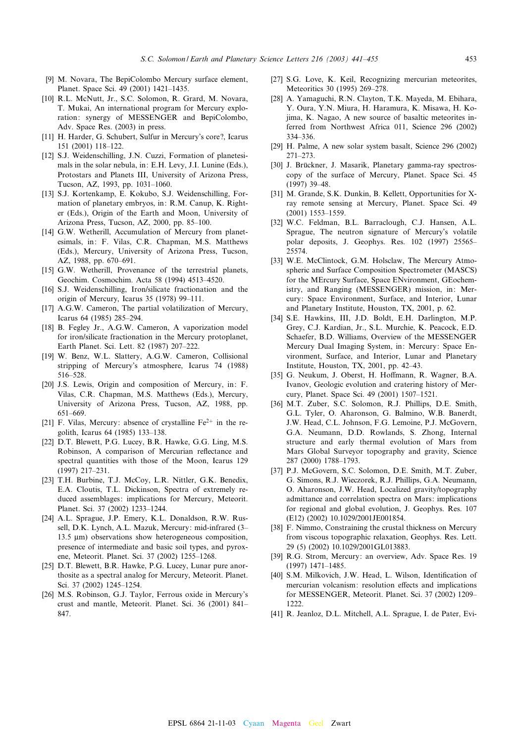[9] M. Novara, The BepiColombo Mercury surface element, Planet. Space Sci. 49 (2001) 1421–1435.

[10] R.L. McNutt, Jr., S.C. Solomon, R. Grard, M. Novara, T. Mukai, An international program for Mercury exploration: synergy of MESSENGER and BepiColombo, Adv. Space Res. (2003) in press.

[11] H. Harder, G. Schubert, Sulfur in Mercury's core?, Icarus 151 (2001) 118–122.

[12] S.J. Weidenschilling, J.N. Cuzzi, Formation of planetesimals in the solar nebula, in: E.H. Levy, J.I. Lunine (Eds.), Protostars and Planets III, University of Arizona Press, Tucson, AZ, 1993, pp. 1031–1060.

[13] S.J. Kortenkamp, E. Kokubo, S.J. Weidenschilling, Formation of planetary embryos, in: R.M. Canup, K. Righter (Eds.), Origin of the Earth and Moon, University of Arizona Press, Tucson, AZ, 2000, pp. 85–100.

[14] G.W. Wetherill, Accumulation of Mercury from planetesimals, in: F. Vilas, C.R. Chapman, M.S. Matthews (Eds.), Mercury, University of Arizona Press, Tucson, AZ, 1988, pp. 670–691.

[15] G.W. Wetherill, Provenance of the terrestrial planets, Geochim. Cosmochim. Acta 58 (1994) 4513–4520.

[16] S.J. Weidenschilling, Iron/silicate fractionation and the origin of Mercury, Icarus 35 (1978) 99–111.

[17] A.G.W. Cameron, The partial volatilization of Mercury, Icarus 64 (1985) 285–294.

[18] B. Fegley Jr., A.G.W. Cameron, A vaporization model for iron/silicate fractionation in the Mercury protoplanet, Earth Planet. Sci. Lett. 82 (1987) 207–222.

[19] W. Benz, W.L. Slattery, A.G.W. Cameron, Collisional stripping of Mercury's atmosphere, Icarus 74 (1988) 516–528.

[20] J.S. Lewis, Origin and composition of Mercury, in: F. Vilas, C.R. Chapman, M.S. Matthews (Eds.), Mercury, University of Arizona Press, Tucson, AZ, 1988, pp. 651–669.

[21] F. Vilas, Mercury: absence of crystalline $Fe^{2+}$ in the regolith, Icarus 64 (1985) 133–138.

[22] D.T. Blewett, P.G. Lucey, B.R. Hawke, G.G. Ling, M.S. Robinson, A comparison of Mercurian reflectance and spectral quantities with those of the Moon, Icarus 129 (1997) 217–231.

[23] T.H. Burbine, T.J. McCoy, L.R. Nittler, G.K. Benedix, E.A. Cloutis, T.L. Dickinson, Spectra of extremely reduced assemblages: implications for Mercury, Meteorit. Planet. Sci. 37 (2002) 1233–1244.

[24] A.L. Sprague, J.P. Emery, K.L. Donaldson, R.W. Russell, D.K. Lynch, A.L. Mazuk, Mercury: mid-infrared (3–13.5 μm) observations show heterogeneous composition, presence of intermediate and basic soil types, and pyroxene, Meteorit. Planet. Sci. 37 (2002) 1255–1268.

[25] D.T. Blewett, B.R. Hawke, P.G. Lucey, Lunar pure anorthosite as a spectral analog for Mercury, Meteorit. Planet. Sci. 37 (2002) 1245–1254.

[26] M.S. Robinson, G.J. Taylor, Ferrous oxide in Mercury's crust and mantle, Meteorit. Planet. Sci. 36 (2001) 841–847.

[27] S.G. Love, K. Keil, Recognizing mercurian meteorites, Meteoritics 30 (1995) 269–278.

[28] A. Yamaguchi, R.N. Clayton, T.K. Mayeda, M. Ebihara, Y. Oura, Y.N. Miura, H. Haramura, K. Misawa, H. Kojima, K. Nagao, A new source of basaltic meteorites inferred from Northwest Africa 011, Science 296 (2002) 334–336.

[29] H. Palme, A new solar system basalt, Science 296 (2002) 271–273.

[30] J. Brückner, J. Masarik, Planetary gamma-ray spectroscopy of the surface of Mercury, Planet. Space Sci. 45 (1997) 39–48.

[31] M. Grande, S.K. Dunkin, B. Kellett, Opportunities for X-ray remote sensing at Mercury, Planet. Space Sci. 49 (2001) 1553–1559.

[32] W.C. Feldman, B.L. Barraclough, C.J. Hansen, A.L. Sprague, The neutron signature of Mercury's volatile polar deposits, J. Geophys. Res. 102 (1997) 25565–25574.

[33] W.E. McClintock, G.M. Holsclaw, The Mercury Atmospheric and Surface Composition Spectrometer (MASCS) for the MErcury Surface, Space ENvironment, GEochemistry, and Ranging (MESSENGER) mission, in: Mercury: Space Environment, Surface, and Interior, Lunar and Planetary Institute, Houston, TX, 2001, p. 62.

[34] S.E. Hawkins, III, J.D. Boldt, E.H. Darlington, M.P. Grey, C.J. Kardian, Jr., S.L. Murchie, K. Peacock, E.D. Schaefer, B.D. Williams, Overview of the MESSENGER Mercury Dual Imaging System, in: Mercury: Space Environment, Surface, and Interior, Lunar and Planetary Institute, Houston, TX, 2001, pp. 42–43.

[35] G. Neukum, J. Oberst, H. Hoffmann, R. Wagner, B.A. Ivanov, Geologic evolution and cratering history of Mercury, Planet. Space Sci. 49 (2001) 1507–1521.

[36] M.T. Zuber, S.C. Solomon, R.J. Phillips, D.E. Smith, G.L. Tyler, O. Aharonson, G. Balmino, W.B. Banerdt, J.W. Head, C.L. Johnson, F.G. Lemoine, P.J. McGovern, G.A. Neumann, D.D. Rowlands, S. Zhong, Internal structure and early thermal evolution of Mars from Mars Global Surveyor topography and gravity, Science 287 (2000) 1788–1793.

[37] P.J. McGovern, S.C. Solomon, D.E. Smith, M.T. Zuber, G. Simons, R.J. Wieczorek, R.J. Phillips, G.A. Neumann, O. Aharonson, J.W. Head, Localized gravity/topography admittance and correlation spectra on Mars: implications for regional and global evolution, J. Geophys. Res. 107 (E12) (2002) 10.1029/2001JE001854.

[38] F. Nimmo, Constraining the crustal thickness on Mercury from viscous topographic relaxation, Geophys. Res. Lett. 29 (5) (2002) 10.1029/2001GL013883.

[39] R.G. Strom, Mercury: an overview, Adv. Space Res. 19 (1997) 1471–1485.

[40] S.M. Milkovich, J.W. Head, L. Wilson, Identification of mercurian volcanism: resolution effects and implications for MESSENGER, Meteorit. Planet. Sci. 37 (2002) 1209–1222.

[41] R. Jeanloz, D.L. Mitchell, A.L. Sprague, I. de Pater, Evi-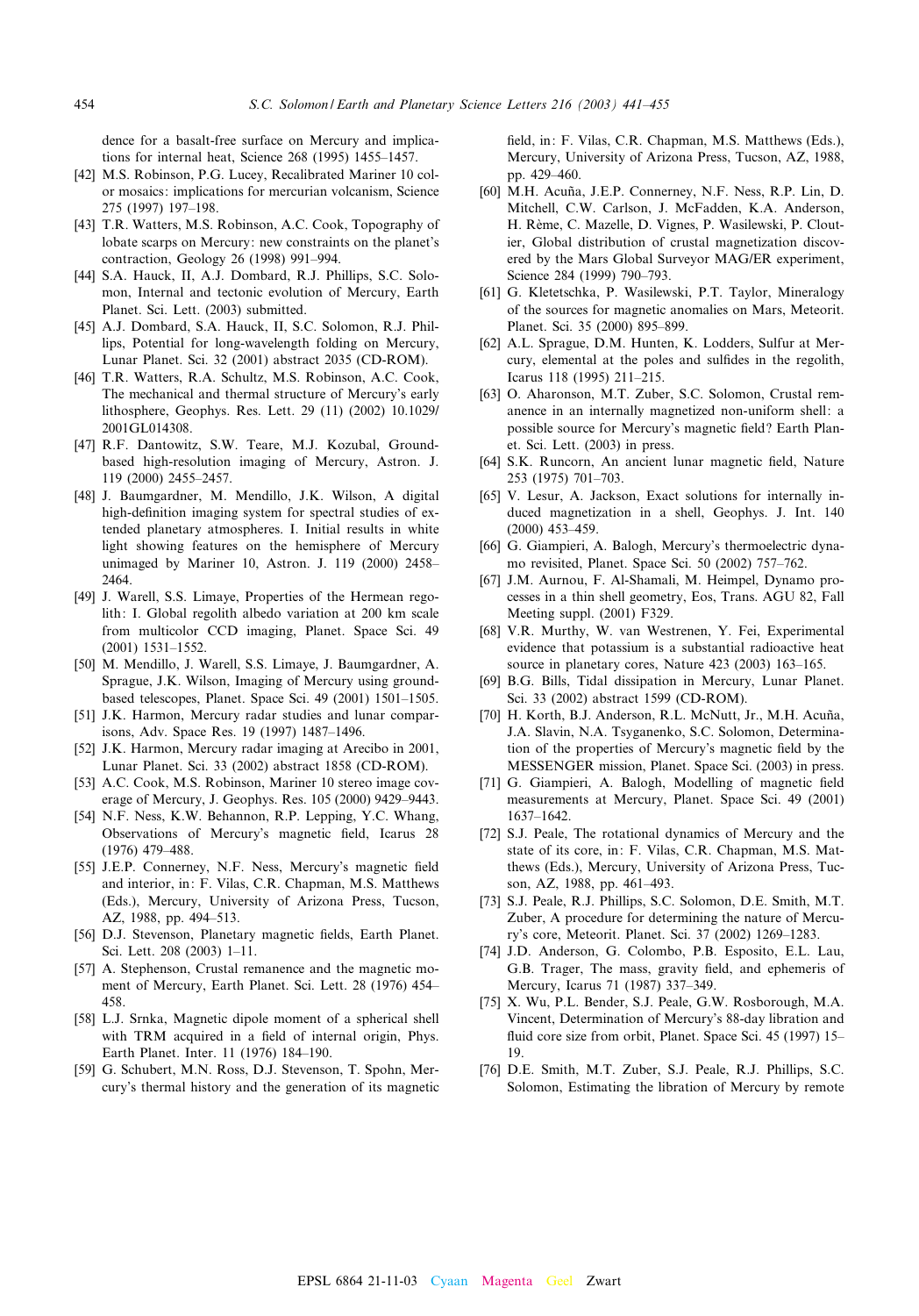dence for a basalt-free surface on Mercury and implications for internal heat, Science 268 (1995) 1455–1457.

[42] M.S. Robinson, P.G. Lucey, Recalibrated Mariner 10 color mosaics: implications for mercurian volcanism, Science 275 (1997) 197–198.

[43] T.R. Watters, M.S. Robinson, A.C. Cook, Topography of lobate scarps on Mercury: new constraints on the planet's contraction, Geology 26 (1998) 991–994.

[44] S.A. Hauck, II, A.J. Dombard, R.J. Phillips, S.C. Solomon, Internal and tectonic evolution of Mercury, Earth Planet. Sci. Lett. (2003) submitted.

[45] A.J. Dombard, S.A. Hauck, II, S.C. Solomon, R.J. Phillips, Potential for long-wavelength folding on Mercury, Lunar Planet. Sci. 32 (2001) abstract 2035 (CD-ROM).

[46] T.R. Watters, R.A. Schultz, M.S. Robinson, A.C. Cook, The mechanical and thermal structure of Mercury's early lithosphere, Geophys. Res. Lett. 29 (11) (2002) 10.1029/2001GL014308.

[47] R.F. Dantowitz, S.W. Teare, M.J. Kozubal, Ground-based high-resolution imaging of Mercury, Astron. J. 119 (2000) 2455–2457.

[48] J. Baumgardner, M. Mendillo, J.K. Wilson, A digital high-definition imaging system for spectral studies of extended planetary atmospheres. I. Initial results in white light showing features on the hemisphere of Mercury unimaged by Mariner 10, Astron. J. 119 (2000) 2458–2464.

[49] J. Warell, S.S. Limaye, Properties of the Hermean regolith: I. Global regolith albedo variation at 200 km scale from multicolor CCD imaging, Planet. Space Sci. 49 (2001) 1531–1552.

[50] M. Mendillo, J. Warell, S.S. Limaye, J. Baumgardner, A. Sprague, J.K. Wilson, Imaging of Mercury using ground-based telescopes, Planet. Space Sci. 49 (2001) 1501–1505.

[51] J.K. Harmon, Mercury radar studies and lunar comparisons, Adv. Space Res. 19 (1997) 1487–1496.

[52] J.K. Harmon, Mercury radar imaging at Arecibo in 2001, Lunar Planet. Sci. 33 (2002) abstract 1858 (CD-ROM).

[53] A.C. Cook, M.S. Robinson, Mariner 10 stereo image coverage of Mercury, J. Geophys. Res. 105 (2000) 9429–9443.

[54] N.F. Ness, K.W. Behannon, R.P. Lepping, Y.C. Whang, Observations of Mercury's magnetic field, Icarus 28 (1976) 479–488.

[55] J.E.P. Connerney, N.F. Ness, Mercury's magnetic field and interior, in: F. Vilas, C.R. Chapman, M.S. Matthews (Eds.), Mercury, University of Arizona Press, Tucson, AZ, 1988, pp. 494–513.

[56] D.J. Stevenson, Planetary magnetic fields, Earth Planet. Sci. Lett. 208 (2003) 1–11.

[57] A. Stephenson, Crustal remanence and the magnetic moment of Mercury, Earth Planet. Sci. Lett. 28 (1976) 454–458.

[58] L.J. Srnka, Magnetic dipole moment of a spherical shell with TRM acquired in a field of internal origin, Phys. Earth Planet. Inter. 11 (1976) 184–190.

[59] G. Schubert, M.N. Ross, D.J. Stevenson, T. Spohn, Mercury's thermal history and the generation of its magnetic field, in: F. Vilas, C.R. Chapman, M.S. Matthews (Eds.), Mercury, University of Arizona Press, Tucson, AZ, 1988, pp. 429–460.

[60] M.H. Acuña, J.E.P. Connerney, N.F. Ness, R.P. Lin, D. Mitchell, C.W. Carlson, J. McFadden, K.A. Anderson, H. Rème, C. Mazelle, D. Vignes, P. Wasilewski, P. Cloutier, Global distribution of crustal magnetization discovered by the Mars Global Surveyor MAG/ER experiment, Science 284 (1999) 790–793.

[61] G. Kletetschka, P. Wasilewski, P.T. Taylor, Mineralogy of the sources for magnetic anomalies on Mars, Meteorit. Planet. Sci. 35 (2000) 895–899.

[62] A.L. Sprague, D.M. Hunten, K. Lodders, Sulfur at Mercury, elemental at the poles and sulfides in the regolith, Icarus 118 (1995) 211–215.

[63] O. Aharonson, M.T. Zuber, S.C. Solomon, Crustal remanence in an internally magnetized non-uniform shell: a possible source for Mercury's magnetic field? Earth Planet. Sci. Lett. (2003) in press.

[64] S.K. Runcorn, An ancient lunar magnetic field, Nature 253 (1975) 701–703.

[65] V. Lesur, A. Jackson, Exact solutions for internally induced magnetization in a shell, Geophys. J. Int. 140 (2000) 453–459.

[66] G. Giampieri, A. Balogh, Mercury's thermoelectric dynamo revisited, Planet. Space Sci. 50 (2002) 757–762.

[67] J.M. Aurnou, F. Al-Shamali, M. Heimpel, Dynamo processes in a thin shell geometry, Eos, Trans. AGU 82, Fall Meeting suppl. (2001) F329.

[68] V.R. Murthy, W. van Westrenen, Y. Fei, Experimental evidence that potassium is a substantial radioactive heat source in planetary cores, Nature 423 (2003) 163–165.

[69] B.G. Bills, Tidal dissipation in Mercury, Lunar Planet. Sci. 33 (2002) abstract 1599 (CD-ROM).

[70] H. Korth, B.J. Anderson, R.L. McNutt, Jr., M.H. Acuña, J.A. Slavin, N.A. Tsyganenko, S.C. Solomon, Determination of the properties of Mercury's magnetic field by the MESSENGER mission, Planet. Space Sci. (2003) in press.

[71] G. Giampieri, A. Balogh, Modelling of magnetic field measurements at Mercury, Planet. Space Sci. 49 (2001) 1637–1642.

[72] S.J. Peale, The rotational dynamics of Mercury and the state of its core, in: F. Vilas, C.R. Chapman, M.S. Matthews (Eds.), Mercury, University of Arizona Press, Tucson, AZ, 1988, pp. 461–493.

[73] S.J. Peale, R.J. Phillips, S.C. Solomon, D.E. Smith, M.T. Zuber, A procedure for determining the nature of Mercury's core, Meteorit. Planet. Sci. 37 (2002) 1269–1283.

[74] J.D. Anderson, G. Colombo, P.B. Esposito, E.L. Lau, G.B. Trager, The mass, gravity field, and ephemeris of Mercury, Icarus 71 (1987) 337–349.

[75] X. Wu, P.L. Bender, S.J. Peale, G.W. Rosborough, M.A. Vincent, Determination of Mercury's 88-day libration and fluid core size from orbit, Planet. Space Sci. 45 (1997) 15–19.

[76] D.E. Smith, M.T. Zuber, S.J. Peale, R.J. Phillips, S.C. Solomon, Estimating the libration of Mercury by remote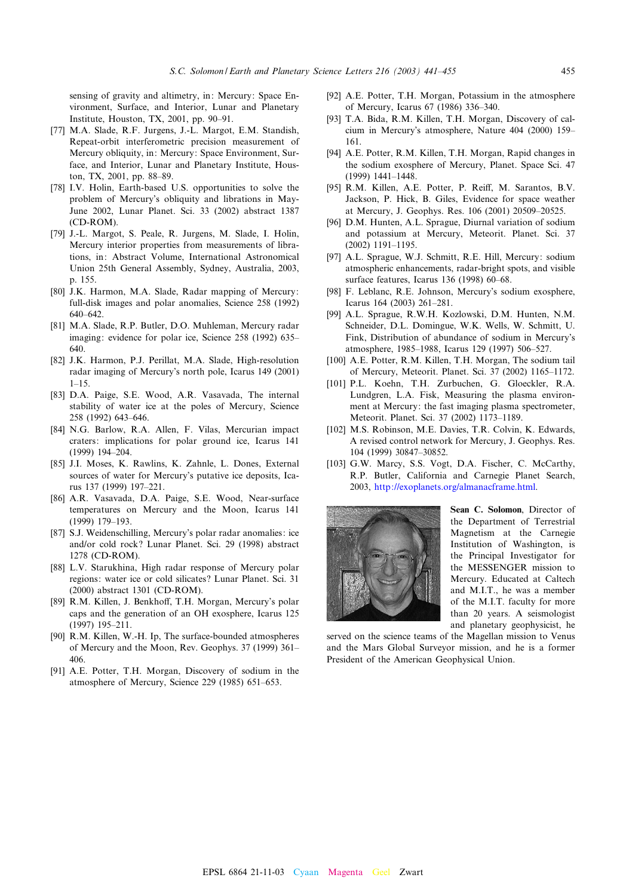sensing of gravity and altimetry, in: Mercury: Space Environment, Surface, and Interior, Lunar and Planetary Institute, Houston, TX, 2001, pp. 90–91.

[77] M.A. Slade, R.F. Jurgens, J.-L. Margot, E.M. Standish, Repeat-orbit interferometric precision measurement of Mercury obliquity, in: Mercury: Space Environment, Surface, and Interior, Lunar and Planetary Institute, Houston, TX, 2001, pp. 88–89.

[78] I.V. Holin, Earth-based U.S. opportunities to solve the problem of Mercury's obliquity and librations in May-June 2002, Lunar Planet. Sci. 33 (2002) abstract 1387 (CD-ROM).

[79] J.-L. Margot, S. Peale, R. Jurgens, M. Slade, I. Holin, Mercury interior properties from measurements of librations, in: Abstract Volume, International Astronomical Union 25th General Assembly, Sydney, Australia, 2003, p. 155.

[80] J.K. Harmon, M.A. Slade, Radar mapping of Mercury: full-disk images and polar anomalies, Science 258 (1992) 640–642.

[81] M.A. Slade, R.P. Butler, D.O. Muhleman, Mercury radar imaging: evidence for polar ice, Science 258 (1992) 635–640.

[82] J.K. Harmon, P.J. Perillat, M.A. Slade, High-resolution radar imaging of Mercury's north pole, Icarus 149 (2001) 1–15.

[83] D.A. Paige, S.E. Wood, A.R. Vasavada, The internal stability of water ice at the poles of Mercury, Science 258 (1992) 643–646.

[84] N.G. Barlow, R.A. Allen, F. Vilas, Mercurian impact craters: implications for polar ground ice, Icarus 141 (1999) 194–204.

[85] J.I. Moses, K. Rawlins, K. Zahnle, L. Dones, External sources of water for Mercury's putative ice deposits, Icarus 137 (1999) 197–221.

[86] A.R. Vasavada, D.A. Paige, S.E. Wood, Near-surface temperatures on Mercury and the Moon, Icarus 141 (1999) 179–193.

[87] S.J. Weidenschilling, Mercury's polar radar anomalies: ice and/or cold rock? Lunar Planet. Sci. 29 (1998) abstract 1278 (CD-ROM).

[88] L.V. Starukhina, High radar response of Mercury polar regions: water ice or cold silicates? Lunar Planet. Sci. 31 (2000) abstract 1301 (CD-ROM).

[89] R.M. Killen, J. Benkhoff, T.H. Morgan, Mercury's polar caps and the generation of an OH exosphere, Icarus 125 (1997) 195–211.

[90] R.M. Killen, W.-H. Ip, The surface-bounded atmospheres of Mercury and the Moon, Rev. Geophys. 37 (1999) 361–406.

[91] A.E. Potter, T.H. Morgan, Discovery of sodium in the atmosphere of Mercury, Science 229 (1985) 651–653.

[92] A.E. Potter, T.H. Morgan, Potassium in the atmosphere of Mercury, Icarus 67 (1986) 336–340.

[93] T.A. Bida, R.M. Killen, T.H. Morgan, Discovery of calcium in Mercury's atmosphere, Nature 404 (2000) 159–161.

[94] A.E. Potter, R.M. Killen, T.H. Morgan, Rapid changes in the sodium exosphere of Mercury, Planet. Space Sci. 47 (1999) 1441–1448.

[95] R.M. Killen, A.E. Potter, P. Reiff, M. Sarantos, B.V. Jackson, P. Hick, B. Giles, Evidence for space weather at Mercury, J. Geophys. Res. 106 (2001) 20509–20525.

[96] D.M. Hunten, A.L. Sprague, Diurnal variation of sodium and potassium at Mercury, Meteorit. Planet. Sci. 37 (2002) 1191–1195.

[97] A.L. Sprague, W.J. Schmitt, R.E. Hill, Mercury: sodium atmospheric enhancements, radar-bright spots, and visible surface features, Icarus 136 (1998) 60–68.

[98] F. Leblanc, R.E. Johnson, Mercury's sodium exosphere, Icarus 164 (2003) 261–281.

[99] A.L. Sprague, R.W.H. Kozlowski, D.M. Hunten, N.M. Schneider, D.L. Domingue, W.K. Wells, W. Schmitt, U. Fink, Distribution of abundance of sodium in Mercury's atmosphere, 1985–1988, Icarus 129 (1997) 506–527.

[100] A.E. Potter, R.M. Killen, T.H. Morgan, The sodium tail of Mercury, Meteorit. Planet. Sci. 37 (2002) 1165–1172.

[101] P.L. Koehn, T.H. Zurbuchen, G. Gloeckler, R.A. Lundgren, L.A. Fisk, Measuring the plasma environment at Mercury: the fast imaging plasma spectrometer, Meteorit. Planet. Sci. 37 (2002) 1173–1189.

[102] M.S. Robinson, M.E. Davies, T.R. Colvin, K. Edwards, A revised control network for Mercury, J. Geophys. Res. 104 (1999) 30847–30852.

[103] G.W. Marcy, S.S. Vogt, D.A. Fischer, C. McCarthy, R.P. Butler, California and Carnegie Planet Search, 2003, http://exoplanets.org/almanacframe.html.

**Sean C. Solomon**, Director of the Department of Terrestrial Magnetism at the Carnegie Institution of Washington, is the Principal Investigator for the MESSENGER mission to Mercury. Educated at Caltech and M.I.T., he was a member of the M.I.T. faculty for more than 20 years. A seismologist and planetary geophysicist, he served on the science teams of the Magellan mission to Venus and the Mars Global Surveyor mission, and he is a former President of the American Geophysical Union.